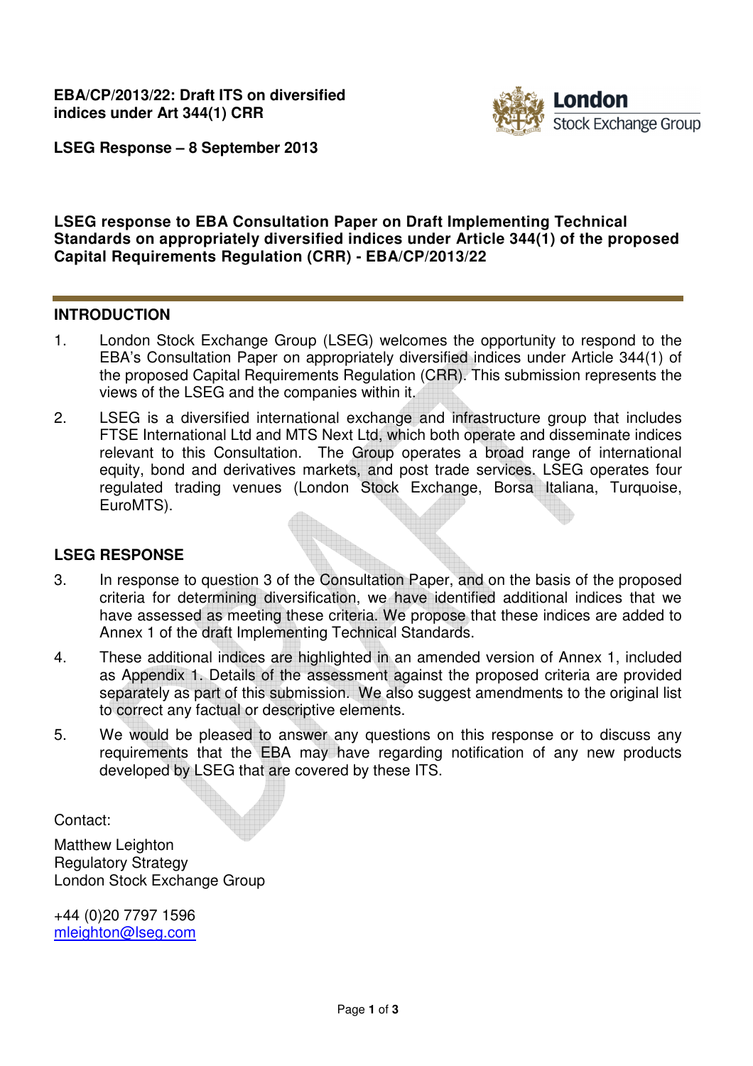**EBA/CP/2013/22: Draft ITS on diversified indices under Art 344(1) CRR**

**LSEG Response – 8 September 2013**

**LSEG response to EBA Consultation Paper on Draft Implementing Technical Standards on appropriately diversified indices under Article 344(1) of the proposed Capital Requirements Regulation (CRR) - EBA/CP/2013/22**

## INTRODUCTION

1. London Stock Exchange Group (LSEG) welcomes the opportunity to respond to the EBA's Consultation Paper on appropriately diversified indices under Article 344(1) of the proposed Capital Requirements Regulation (CRR). This submission represents the views of the LSEG and the companies within it.

2. LSEG is a diversified international exchange and infrastructure group that includes FTSE International Ltd and MTS Next Ltd, which both operate and disseminate indices relevant to this Consultation. The Group operates a broad range of international equity, bond and derivatives markets, and post trade services. LSEG operates four regulated trading venues (London Stock Exchange, Borsa Italiana, Turquoise, EuroMTS).

## LSEG RESPONSE

3. In response to question 3 of the Consultation Paper, and on the basis of the proposed criteria for determining diversification, we have identified additional indices that we have assessed as meeting these criteria. We propose that these indices are added to Annex 1 of the draft Implementing Technical Standards.

4. These additional indices are highlighted in an amended version of Annex 1, included as Appendix 1. Details of the assessment against the proposed criteria are provided separately as part of this submission. We also suggest amendments to the original list to correct any factual or descriptive elements.

5. We would be pleased to answer any questions on this response or to discuss any requirements that the EBA may have regarding notification of any new products developed by LSEG that are covered by these ITS.

Contact:

Matthew Leighton
Regulatory Strategy
London Stock Exchange Group

+44 (0)20 7797 1596
mleighton@lseg.com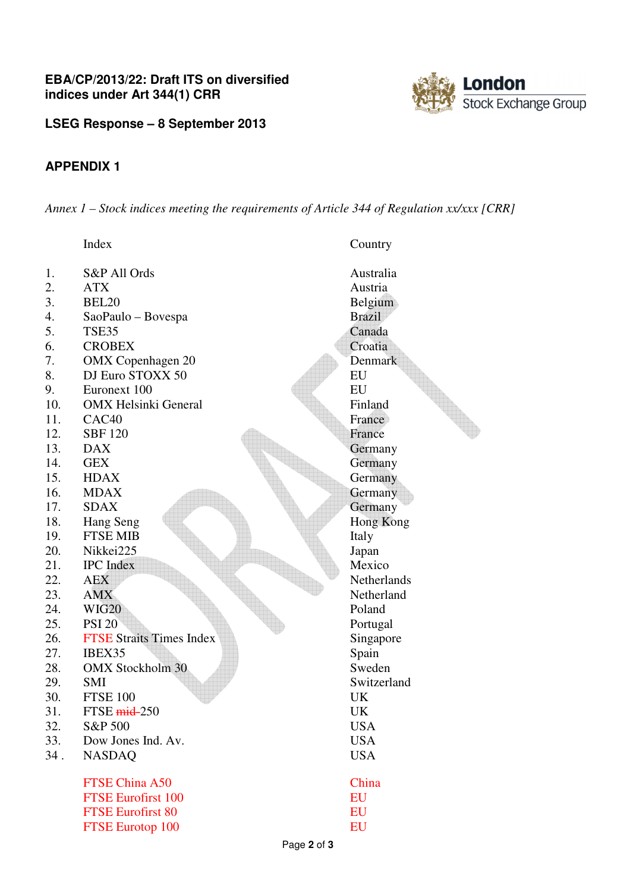**EBA/CP/2013/22: Draft ITS on diversified indices under Art 344(1) CRR**

**LSEG Response – 8 September 2013**

## APPENDIX 1

*Annex 1 – Stock indices meeting the requirements of Article 344 of Regulation xx/xxx [CRR]*

| | Index | Country |
|---|---|---|
| 1. | S&P All Ords | Australia |
| 2. | ATX | Austria |
| 3. | BEL20 | Belgium |
| 4. | SaoPaulo – Bovespa | Brazil |
| 5. | TSE35 | Canada |
| 6. | CROBEX | Croatia |
| 7. | OMX Copenhagen 20 | Denmark |
| 8. | DJ Euro STOXX 50 | EU |
| 9. | Euronext 100 | EU |
| 10. | OMX Helsinki General | Finland |
| 11. | CAC40 | France |
| 12. | SBF 120 | France |
| 13. | DAX | Germany |
| 14. | GEX | Germany |
| 15. | HDAX | Germany |
| 16. | MDAX | Germany |
| 17. | SDAX | Germany |
| 18. | Hang Seng | Hong Kong |
| 19. | FTSE MIB | Italy |
| 20. | Nikkei225 | Japan |
| 21. | IPC Index | Mexico |
| 22. | AEX | Netherlands |
| 23. | AMX | Netherland |
| 24. | WIG20 | Poland |
| 25. | PSI 20 | Portugal |
| 26. | FTSE Straits Times Index | Singapore |
| 27. | IBEX35 | Spain |
| 28. | OMX Stockholm 30 | Sweden |
| 29. | SMI | Switzerland |
| 30. | FTSE 100 | UK |
| 31. | FTSE ~~mid~~ 250 | UK |
| 32. | S&P 500 | USA |
| 33. | Dow Jones Ind. Av. | USA |
| 34 . | NASDAQ | USA |
| | FTSE China A50 | China |
| | FTSE Eurofirst 100 | EU |
| | FTSE Eurofirst 80 | EU |
| | FTSE Eurotop 100 | EU |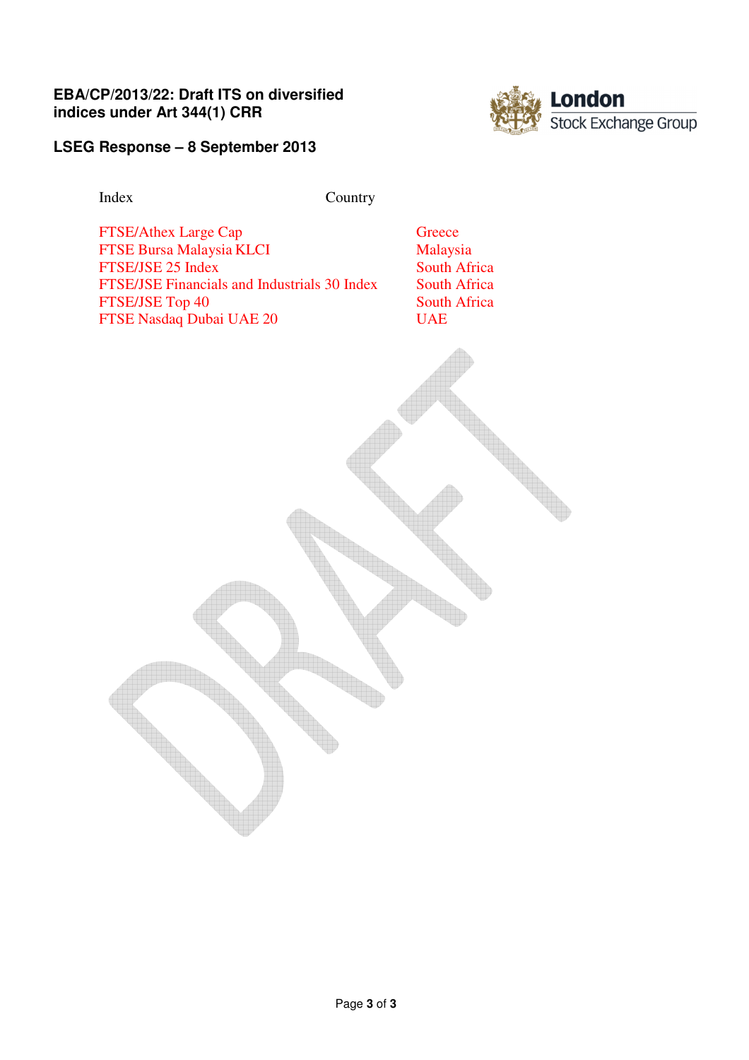| Index | Country |
|---|---|
| FTSE/Athex Large Cap | Greece |
| FTSE Bursa Malaysia KLCI | Malaysia |
| FTSE/JSE 25 Index | South Africa |
| FTSE/JSE Financials and Industrials 30 Index | South Africa |
| FTSE/JSE Top 40 | South Africa |
| FTSE Nasdaq Dubai UAE 20 | UAE |